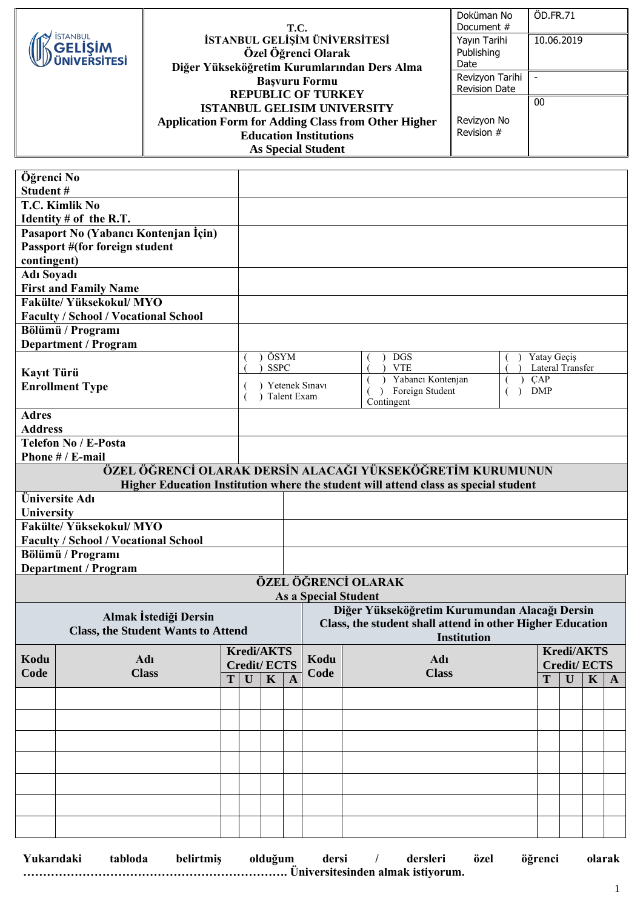| İSTANBUL GELİŞİM ÜNİVERSİTESİ | **T.C. İSTANBUL GELİŞİM ÜNİVERSİTESİ Özel Öğrenci Olarak Diğer Yükseköğretim Kurumlarından Ders Alma Başvuru Formu REPUBLIC OF TURKEY ISTANBUL GELISIM UNIVERSITY Application Form for Adding Class from Other Higher Education Institutions As Special Student** | Doküman No Document # | ÖD.FR.71 |
|---|---|---|---|
| | | Yayın Tarihi Publishing Date | 10.06.2019 |
| | | Revizyon Tarihi Revision Date | - |
| | | Revizyon No Revision # | 00 |

| | | | |
|---|---|---|---|
| **Öğrenci No Student #** | | | |
| **T.C. Kimlik No Identity # of the R.T.** | | | |
| **Pasaport No (Yabancı Kontenjan İçin) Passport #(for foreign student contingent)** | | | |
| **Adı Soyadı First and Family Name** | | | |
| **Fakülte/ Yüksekokul/ MYO Faculty / School / Vocational School** | | | |
| **Bölümü / Programı Department / Program** | | | |
| **Kayıt Türü Enrollment Type** | ( ) ÖSYM ( ) SSPC | ( ) DGS ( ) VTE | ( ) Yatay Geçiş ( ) Lateral Transfer |
| | ( ) Yetenek Sınavı ( ) Talent Exam | ( ) Yabancı Kontenjan ( ) Foreign Student Contingent | ( ) ÇAP ( ) DMP |
| **Adres Address** | | | |
| **Telefon No / E-Posta Phone # / E-mail** | | | |

| **ÖZEL ÖĞRENCİ OLARAK DERSİN ALACAĞI YÜKSEKÖĞRETİM KURUMUNUN Higher Education Institution where the student will attend class as special student** | |
|---|---|
| **Üniversite Adı University** | |
| **Fakülte/ Yüksekokul/ MYO Faculty / School / Vocational School** | |
| **Bölümü / Programı Department / Program** | |

**ÖZEL ÖĞRENCİ OLARAK**
**As a Special Student**

| **Almak İstediği Dersin Class, the Student Wants to Attend** | | | | | | **Diğer Yükseköğretim Kurumundan Alacağı Dersin Class, the student shall attend in other Higher Education Institution** | | | | | |
|---|---|---|---|---|---|---|---|---|---|---|---|
| **Kodu Code** | **Adı Class** | **Kredi/AKTS Credit/ ECTS** | | | | **Kodu Code** | **Adı Class** | **Kredi/AKTS Credit/ ECTS** | | | |
| | | **T** | **U** | **K** | **A** | | | **T** | **U** | **K** | **A** |
| | | | | | | | | | | | |
| | | | | | | | | | | | |
| | | | | | | | | | | | |
| | | | | | | | | | | | |
| | | | | | | | | | | | |
| | | | | | | | | | | | |
| | | | | | | | | | | | |

**Yukarıdaki tabloda belirtmiş olduğum dersi / dersleri özel öğrenci olarak …………………………………………………………. Üniversitesinden almak istiyorum.**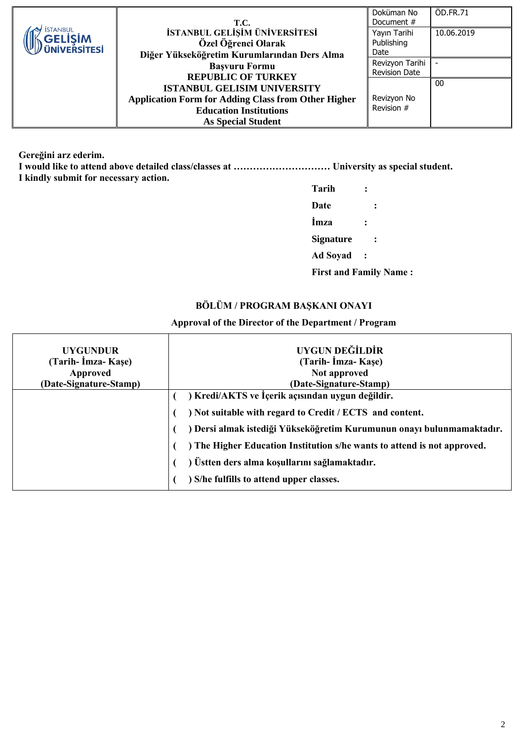| | T.C.<br>İSTANBUL GELİŞİM ÜNİVERSİTESİ<br>Özel Öğrenci Olarak<br>Diğer Yükseköğretim Kurumlarından Ders Alma Başvuru Formu<br>REPUBLIC OF TURKEY<br>ISTANBUL GELISIM UNIVERSITY<br>Application Form for Adding Class from Other Higher Education Institutions<br>As Special Student | Doküman No<br>Document # | ÖD.FR.71 |
|---|---|---|---|
| | | Yayın Tarihi<br>Publishing Date | 10.06.2019 |
| | | Revizyon Tarihi<br>Revision Date | - |
| | | Revizyon No<br>Revision # | 00 |

**Gereğini arz ederim.**
**I would like to attend above detailed class/classes at ………………………… University as special student.**
**I kindly submit for necessary action.**

**Tarih :**

**Date :**

**İmza :**

**Signature :**

**Ad Soyad :**

**First and Family Name :**

**BÖLÜM / PROGRAM BAŞKANI ONAYI**

**Approval of the Director of the Department / Program**

| UYGUNDUR<br>(Tarih- İmza- Kaşe)<br>Approved<br>(Date-Signature-Stamp) | UYGUN DEĞİLDİR<br>(Tarih- İmza- Kaşe)<br>Not approved<br>(Date-Signature-Stamp) |
|---|---|
| | ( ) Kredi/AKTS ve İçerik açısından uygun değildir.<br>( ) Not suitable with regard to Credit / ECTS and content.<br>( ) Dersi almak istediği Yükseköğretim Kurumunun onayı bulunmamaktadır.<br>( ) The Higher Education Institution s/he wants to attend is not approved.<br>( ) Üstten ders alma koşullarını sağlamaktadır.<br>( ) S/he fulfills to attend upper classes. |